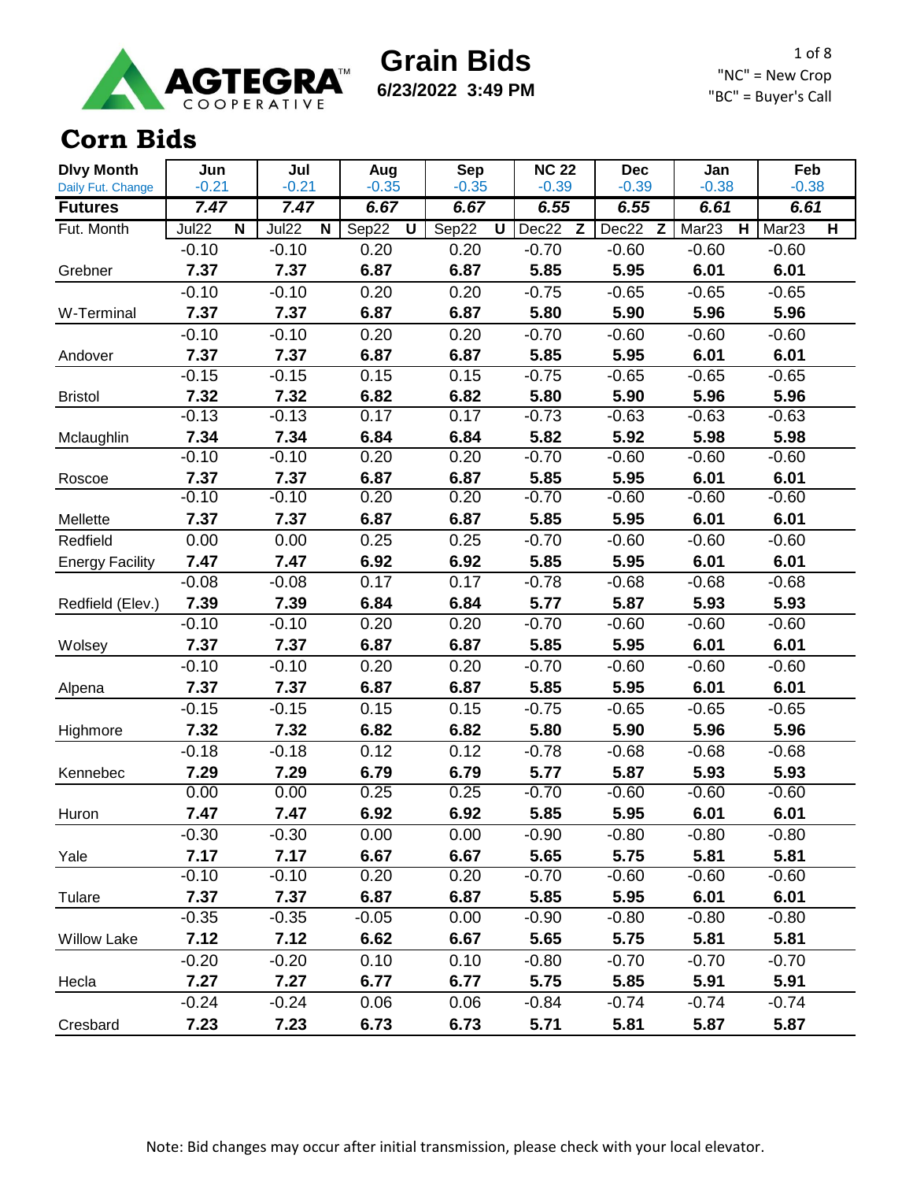AGTEGRA™ COOPERATIVE

# Grain Bids

**6/23/2022 3:49 PM**

"NC" = New Crop
"BC" = Buyer's Call

## Corn Bids

| Dlvy Month | Jun | Jul | Aug | Sep | NC 22 | Dec | Jan | Feb |
|---|---|---|---|---|---|---|---|---|
| Daily Fut. Change | -0.21 | -0.21 | -0.35 | -0.35 | -0.39 | -0.39 | -0.38 | -0.38 |
| **Futures** | ***7.47*** | ***7.47*** | ***6.67*** | ***6.67*** | ***6.55*** | ***6.55*** | ***6.61*** | ***6.61*** |
| Fut. Month | Jul22 N | Jul22 N | Sep22 U | Sep22 U | Dec22 Z | Dec22 Z | Mar23 H | Mar23 H |
| | -0.10 | -0.10 | 0.20 | 0.20 | -0.70 | -0.60 | -0.60 | -0.60 |
| Grebner | **7.37** | **7.37** | **6.87** | **6.87** | **5.85** | **5.95** | **6.01** | **6.01** |
| | -0.10 | -0.10 | 0.20 | 0.20 | -0.75 | -0.65 | -0.65 | -0.65 |
| W-Terminal | **7.37** | **7.37** | **6.87** | **6.87** | **5.80** | **5.90** | **5.96** | **5.96** |
| | -0.10 | -0.10 | 0.20 | 0.20 | -0.70 | -0.60 | -0.60 | -0.60 |
| Andover | **7.37** | **7.37** | **6.87** | **6.87** | **5.85** | **5.95** | **6.01** | **6.01** |
| | -0.15 | -0.15 | 0.15 | 0.15 | -0.75 | -0.65 | -0.65 | -0.65 |
| Bristol | **7.32** | **7.32** | **6.82** | **6.82** | **5.80** | **5.90** | **5.96** | **5.96** |
| | -0.13 | -0.13 | 0.17 | 0.17 | -0.73 | -0.63 | -0.63 | -0.63 |
| Mclaughlin | **7.34** | **7.34** | **6.84** | **6.84** | **5.82** | **5.92** | **5.98** | **5.98** |
| | -0.10 | -0.10 | 0.20 | 0.20 | -0.70 | -0.60 | -0.60 | -0.60 |
| Roscoe | **7.37** | **7.37** | **6.87** | **6.87** | **5.85** | **5.95** | **6.01** | **6.01** |
| | -0.10 | -0.10 | 0.20 | 0.20 | -0.70 | -0.60 | -0.60 | -0.60 |
| Mellette | **7.37** | **7.37** | **6.87** | **6.87** | **5.85** | **5.95** | **6.01** | **6.01** |
| Redfield | 0.00 | 0.00 | 0.25 | 0.25 | -0.70 | -0.60 | -0.60 | -0.60 |
| Energy Facility | **7.47** | **7.47** | **6.92** | **6.92** | **5.85** | **5.95** | **6.01** | **6.01** |
| | -0.08 | -0.08 | 0.17 | 0.17 | -0.78 | -0.68 | -0.68 | -0.68 |
| Redfield (Elev.) | **7.39** | **7.39** | **6.84** | **6.84** | **5.77** | **5.87** | **5.93** | **5.93** |
| | -0.10 | -0.10 | 0.20 | 0.20 | -0.70 | -0.60 | -0.60 | -0.60 |
| Wolsey | **7.37** | **7.37** | **6.87** | **6.87** | **5.85** | **5.95** | **6.01** | **6.01** |
| | -0.10 | -0.10 | 0.20 | 0.20 | -0.70 | -0.60 | -0.60 | -0.60 |
| Alpena | **7.37** | **7.37** | **6.87** | **6.87** | **5.85** | **5.95** | **6.01** | **6.01** |
| | -0.15 | -0.15 | 0.15 | 0.15 | -0.75 | -0.65 | -0.65 | -0.65 |
| Highmore | **7.32** | **7.32** | **6.82** | **6.82** | **5.80** | **5.90** | **5.96** | **5.96** |
| | -0.18 | -0.18 | 0.12 | 0.12 | -0.78 | -0.68 | -0.68 | -0.68 |
| Kennebec | **7.29** | **7.29** | **6.79** | **6.79** | **5.77** | **5.87** | **5.93** | **5.93** |
| | 0.00 | 0.00 | 0.25 | 0.25 | -0.70 | -0.60 | -0.60 | -0.60 |
| Huron | **7.47** | **7.47** | **6.92** | **6.92** | **5.85** | **5.95** | **6.01** | **6.01** |
| | -0.30 | -0.30 | 0.00 | 0.00 | -0.90 | -0.80 | -0.80 | -0.80 |
| Yale | **7.17** | **7.17** | **6.67** | **6.67** | **5.65** | **5.75** | **5.81** | **5.81** |
| | -0.10 | -0.10 | 0.20 | 0.20 | -0.70 | -0.60 | -0.60 | -0.60 |
| Tulare | **7.37** | **7.37** | **6.87** | **6.87** | **5.85** | **5.95** | **6.01** | **6.01** |
| | -0.35 | -0.35 | -0.05 | 0.00 | -0.90 | -0.80 | -0.80 | -0.80 |
| Willow Lake | **7.12** | **7.12** | **6.62** | **6.67** | **5.65** | **5.75** | **5.81** | **5.81** |
| | -0.20 | -0.20 | 0.10 | 0.10 | -0.80 | -0.70 | -0.70 | -0.70 |
| Hecla | **7.27** | **7.27** | **6.77** | **6.77** | **5.75** | **5.85** | **5.91** | **5.91** |
| | -0.24 | -0.24 | 0.06 | 0.06 | -0.84 | -0.74 | -0.74 | -0.74 |
| Cresbard | **7.23** | **7.23** | **6.73** | **6.73** | **5.71** | **5.81** | **5.87** | **5.87** |

Note: Bid changes may occur after initial transmission, please check with your local elevator.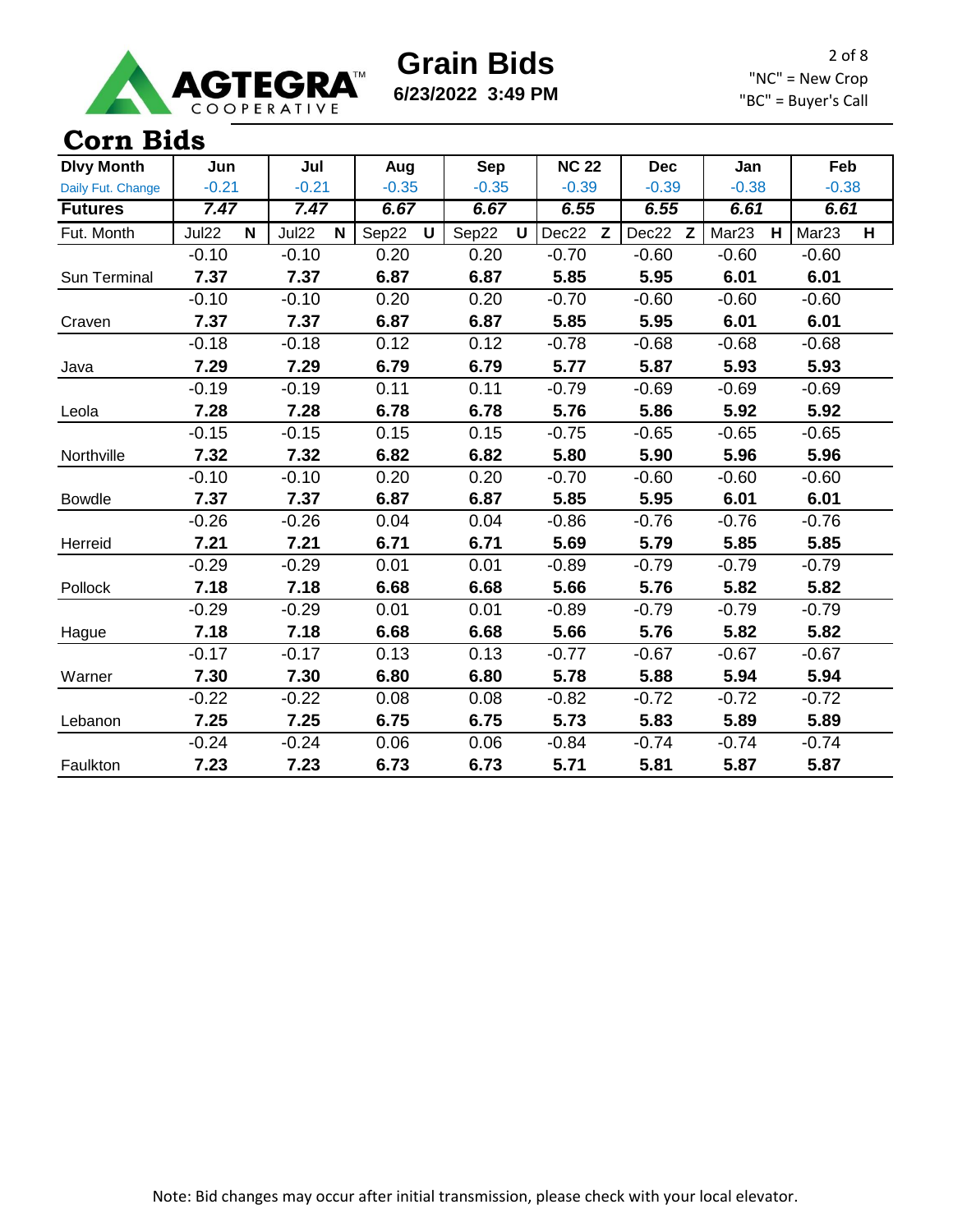# Grain Bids

**6/23/2022 3:49 PM**

"NC" = New Crop
"BC" = Buyer's Call

## Corn Bids

| Dlvy Month | Jun | | Jul | | Aug | | Sep | | NC 22 | | Dec | | Jan | | Feb | |
|---|---|---|---|---|---|---|---|---|---|---|---|---|---|---|---|---|
| Daily Fut. Change | -0.21 | | -0.21 | | -0.35 | | -0.35 | | -0.39 | | -0.39 | | -0.38 | | -0.38 | |
| **Futures** | *7.47* | | *7.47* | | *6.67* | | *6.67* | | *6.55* | | *6.55* | | *6.61* | | *6.61* | |
| Fut. Month | Jul22 | N | Jul22 | N | Sep22 | U | Sep22 | U | Dec22 | Z | Dec22 | Z | Mar23 | H | Mar23 | H |
| | -0.10 | | -0.10 | | 0.20 | | 0.20 | | -0.70 | | -0.60 | | -0.60 | | -0.60 | |
| Sun Terminal | **7.37** | | **7.37** | | **6.87** | | **6.87** | | **5.85** | | **5.95** | | **6.01** | | **6.01** | |
| | -0.10 | | -0.10 | | 0.20 | | 0.20 | | -0.70 | | -0.60 | | -0.60 | | -0.60 | |
| Craven | **7.37** | | **7.37** | | **6.87** | | **6.87** | | **5.85** | | **5.95** | | **6.01** | | **6.01** | |
| | -0.18 | | -0.18 | | 0.12 | | 0.12 | | -0.78 | | -0.68 | | -0.68 | | -0.68 | |
| Java | **7.29** | | **7.29** | | **6.79** | | **6.79** | | **5.77** | | **5.87** | | **5.93** | | **5.93** | |
| | -0.19 | | -0.19 | | 0.11 | | 0.11 | | -0.79 | | -0.69 | | -0.69 | | -0.69 | |
| Leola | **7.28** | | **7.28** | | **6.78** | | **6.78** | | **5.76** | | **5.86** | | **5.92** | | **5.92** | |
| | -0.15 | | -0.15 | | 0.15 | | 0.15 | | -0.75 | | -0.65 | | -0.65 | | -0.65 | |
| Northville | **7.32** | | **7.32** | | **6.82** | | **6.82** | | **5.80** | | **5.90** | | **5.96** | | **5.96** | |
| | -0.10 | | -0.10 | | 0.20 | | 0.20 | | -0.70 | | -0.60 | | -0.60 | | -0.60 | |
| Bowdle | **7.37** | | **7.37** | | **6.87** | | **6.87** | | **5.85** | | **5.95** | | **6.01** | | **6.01** | |
| | -0.26 | | -0.26 | | 0.04 | | 0.04 | | -0.86 | | -0.76 | | -0.76 | | -0.76 | |
| Herreid | **7.21** | | **7.21** | | **6.71** | | **6.71** | | **5.69** | | **5.79** | | **5.85** | | **5.85** | |
| | -0.29 | | -0.29 | | 0.01 | | 0.01 | | -0.89 | | -0.79 | | -0.79 | | -0.79 | |
| Pollock | **7.18** | | **7.18** | | **6.68** | | **6.68** | | **5.66** | | **5.76** | | **5.82** | | **5.82** | |
| | -0.29 | | -0.29 | | 0.01 | | 0.01 | | -0.89 | | -0.79 | | -0.79 | | -0.79 | |
| Hague | **7.18** | | **7.18** | | **6.68** | | **6.68** | | **5.66** | | **5.76** | | **5.82** | | **5.82** | |
| | -0.17 | | -0.17 | | 0.13 | | 0.13 | | -0.77 | | -0.67 | | -0.67 | | -0.67 | |
| Warner | **7.30** | | **7.30** | | **6.80** | | **6.80** | | **5.78** | | **5.88** | | **5.94** | | **5.94** | |
| | -0.22 | | -0.22 | | 0.08 | | 0.08 | | -0.82 | | -0.72 | | -0.72 | | -0.72 | |
| Lebanon | **7.25** | | **7.25** | | **6.75** | | **6.75** | | **5.73** | | **5.83** | | **5.89** | | **5.89** | |
| | -0.24 | | -0.24 | | 0.06 | | 0.06 | | -0.84 | | -0.74 | | -0.74 | | -0.74 | |
| Faulkton | **7.23** | | **7.23** | | **6.73** | | **6.73** | | **5.71** | | **5.81** | | **5.87** | | **5.87** | |

Note: Bid changes may occur after initial transmission, please check with your local elevator.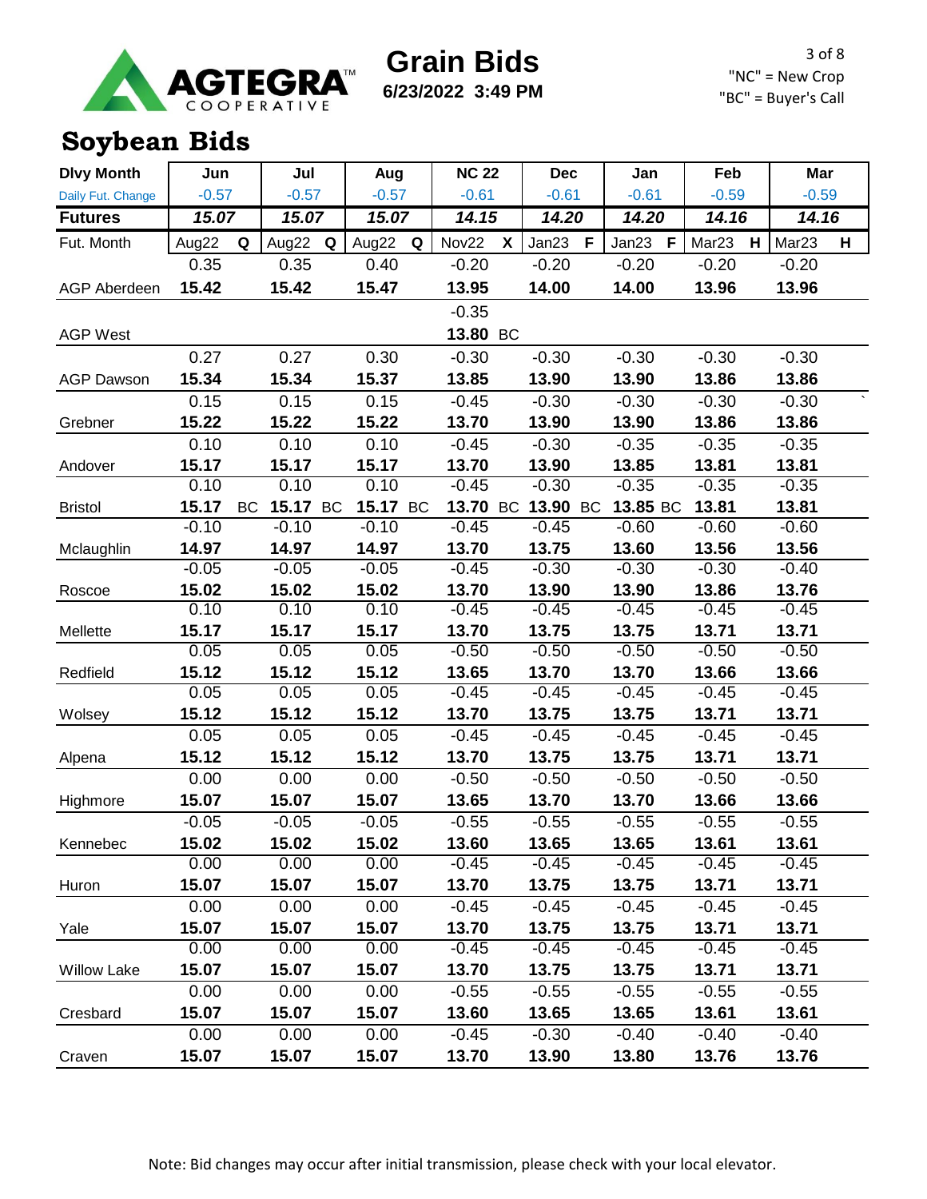# Grain Bids

**6/23/2022 3:49 PM**

"NC" = New Crop
"BC" = Buyer's Call

## Soybean Bids

| Dlvy Month | Jun | Jul | Aug | NC 22 | Dec | Jan | Feb | Mar |
|---|---|---|---|---|---|---|---|---|
| Daily Fut. Change | -0.57 | -0.57 | -0.57 | -0.61 | -0.61 | -0.61 | -0.59 | -0.59 |
| **Futures** | ***15.07*** | ***15.07*** | ***15.07*** | ***14.15*** | ***14.20*** | ***14.20*** | ***14.16*** | ***14.16*** |
| Fut. Month | Aug22 Q | Aug22 Q | Aug22 Q | Nov22 X | Jan23 F | Jan23 F | Mar23 H | Mar23 H |
| | 0.35 | 0.35 | 0.40 | -0.20 | -0.20 | -0.20 | -0.20 | -0.20 |
| AGP Aberdeen | **15.42** | **15.42** | **15.47** | **13.95** | **14.00** | **14.00** | **13.96** | **13.96** |
| | | | | -0.35 | | | | |
| AGP West | | | | **13.80** BC | | | | |
| | 0.27 | 0.27 | 0.30 | -0.30 | -0.30 | -0.30 | -0.30 | -0.30 |
| AGP Dawson | **15.34** | **15.34** | **15.37** | **13.85** | **13.90** | **13.90** | **13.86** | **13.86** |
| | 0.15 | 0.15 | 0.15 | -0.45 | -0.30 | -0.30 | -0.30 | -0.30 |
| Grebner | **15.22** | **15.22** | **15.22** | **13.70** | **13.90** | **13.90** | **13.86** | **13.86** |
| | 0.10 | 0.10 | 0.10 | -0.45 | -0.30 | -0.35 | -0.35 | -0.35 |
| Andover | **15.17** | **15.17** | **15.17** | **13.70** | **13.90** | **13.85** | **13.81** | **13.81** |
| | 0.10 | 0.10 | 0.10 | -0.45 | -0.30 | -0.35 | -0.35 | -0.35 |
| Bristol | **15.17** BC | **15.17** BC | **15.17** BC | **13.70** BC | **13.90** BC | **13.85** BC | **13.81** | **13.81** |
| | -0.10 | -0.10 | -0.10 | -0.45 | -0.45 | -0.60 | -0.60 | -0.60 |
| Mclaughlin | **14.97** | **14.97** | **14.97** | **13.70** | **13.75** | **13.60** | **13.56** | **13.56** |
| | -0.05 | -0.05 | -0.05 | -0.45 | -0.30 | -0.30 | -0.30 | -0.40 |
| Roscoe | **15.02** | **15.02** | **15.02** | **13.70** | **13.90** | **13.90** | **13.86** | **13.76** |
| | 0.10 | 0.10 | 0.10 | -0.45 | -0.45 | -0.45 | -0.45 | -0.45 |
| Mellette | **15.17** | **15.17** | **15.17** | **13.70** | **13.75** | **13.75** | **13.71** | **13.71** |
| | 0.05 | 0.05 | 0.05 | -0.50 | -0.50 | -0.50 | -0.50 | -0.50 |
| Redfield | **15.12** | **15.12** | **15.12** | **13.65** | **13.70** | **13.70** | **13.66** | **13.66** |
| | 0.05 | 0.05 | 0.05 | -0.45 | -0.45 | -0.45 | -0.45 | -0.45 |
| Wolsey | **15.12** | **15.12** | **15.12** | **13.70** | **13.75** | **13.75** | **13.71** | **13.71** |
| | 0.05 | 0.05 | 0.05 | -0.45 | -0.45 | -0.45 | -0.45 | -0.45 |
| Alpena | **15.12** | **15.12** | **15.12** | **13.70** | **13.75** | **13.75** | **13.71** | **13.71** |
| | 0.00 | 0.00 | 0.00 | -0.50 | -0.50 | -0.50 | -0.50 | -0.50 |
| Highmore | **15.07** | **15.07** | **15.07** | **13.65** | **13.70** | **13.70** | **13.66** | **13.66** |
| | -0.05 | -0.05 | -0.05 | -0.55 | -0.55 | -0.55 | -0.55 | -0.55 |
| Kennebec | **15.02** | **15.02** | **15.02** | **13.60** | **13.65** | **13.65** | **13.61** | **13.61** |
| | 0.00 | 0.00 | 0.00 | -0.45 | -0.45 | -0.45 | -0.45 | -0.45 |
| Huron | **15.07** | **15.07** | **15.07** | **13.70** | **13.75** | **13.75** | **13.71** | **13.71** |
| | 0.00 | 0.00 | 0.00 | -0.45 | -0.45 | -0.45 | -0.45 | -0.45 |
| Yale | **15.07** | **15.07** | **15.07** | **13.70** | **13.75** | **13.75** | **13.71** | **13.71** |
| | 0.00 | 0.00 | 0.00 | -0.45 | -0.45 | -0.45 | -0.45 | -0.45 |
| Willow Lake | **15.07** | **15.07** | **15.07** | **13.70** | **13.75** | **13.75** | **13.71** | **13.71** |
| | 0.00 | 0.00 | 0.00 | -0.55 | -0.55 | -0.55 | -0.55 | -0.55 |
| Cresbard | **15.07** | **15.07** | **15.07** | **13.60** | **13.65** | **13.65** | **13.61** | **13.61** |
| | 0.00 | 0.00 | 0.00 | -0.45 | -0.30 | -0.40 | -0.40 | -0.40 |
| Craven | **15.07** | **15.07** | **15.07** | **13.70** | **13.90** | **13.80** | **13.76** | **13.76** |

Note: Bid changes may occur after initial transmission, please check with your local elevator.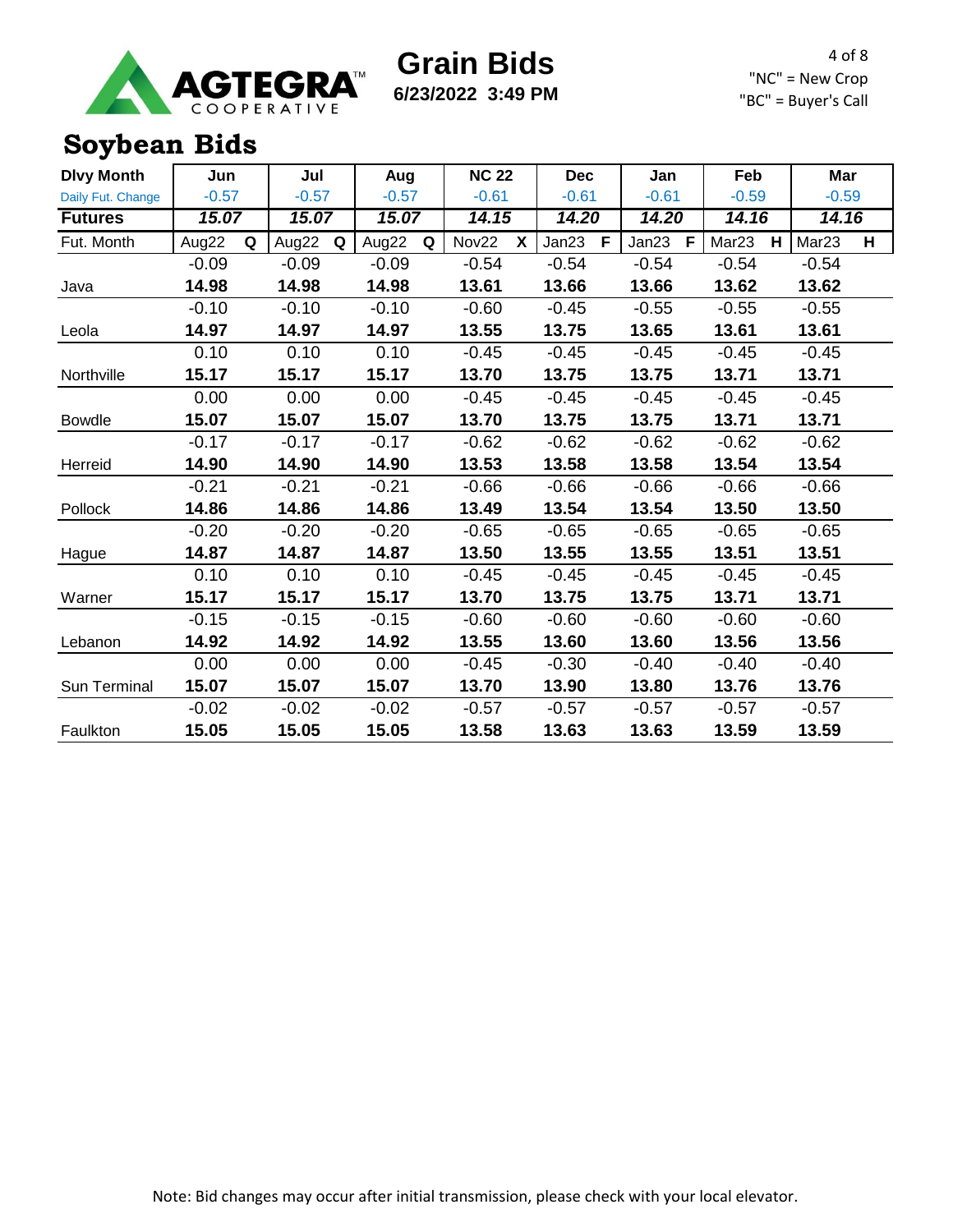# Grain Bids

**6/23/2022 3:49 PM**

"NC" = New Crop
"BC" = Buyer's Call

## Soybean Bids

| Dlvy Month | Jun | Jul | Aug | NC 22 | Dec | Jan | Feb | Mar |
|---|---|---|---|---|---|---|---|---|
| Daily Fut. Change | -0.57 | -0.57 | -0.57 | -0.61 | -0.61 | -0.61 | -0.59 | -0.59 |
| **Futures** | ***15.07*** | ***15.07*** | ***15.07*** | ***14.15*** | ***14.20*** | ***14.20*** | ***14.16*** | ***14.16*** |
| Fut. Month | Aug22 Q | Aug22 Q | Aug22 Q | Nov22 X | Jan23 F | Jan23 F | Mar23 H | Mar23 H |
| | -0.09 | -0.09 | -0.09 | -0.54 | -0.54 | -0.54 | -0.54 | -0.54 |
| Java | **14.98** | **14.98** | **14.98** | **13.61** | **13.66** | **13.66** | **13.62** | **13.62** |
| | -0.10 | -0.10 | -0.10 | -0.60 | -0.45 | -0.55 | -0.55 | -0.55 |
| Leola | **14.97** | **14.97** | **14.97** | **13.55** | **13.75** | **13.65** | **13.61** | **13.61** |
| | 0.10 | 0.10 | 0.10 | -0.45 | -0.45 | -0.45 | -0.45 | -0.45 |
| Northville | **15.17** | **15.17** | **15.17** | **13.70** | **13.75** | **13.75** | **13.71** | **13.71** |
| | 0.00 | 0.00 | 0.00 | -0.45 | -0.45 | -0.45 | -0.45 | -0.45 |
| Bowdle | **15.07** | **15.07** | **15.07** | **13.70** | **13.75** | **13.75** | **13.71** | **13.71** |
| | -0.17 | -0.17 | -0.17 | -0.62 | -0.62 | -0.62 | -0.62 | -0.62 |
| Herreid | **14.90** | **14.90** | **14.90** | **13.53** | **13.58** | **13.58** | **13.54** | **13.54** |
| | -0.21 | -0.21 | -0.21 | -0.66 | -0.66 | -0.66 | -0.66 | -0.66 |
| Pollock | **14.86** | **14.86** | **14.86** | **13.49** | **13.54** | **13.54** | **13.50** | **13.50** |
| | -0.20 | -0.20 | -0.20 | -0.65 | -0.65 | -0.65 | -0.65 | -0.65 |
| Hague | **14.87** | **14.87** | **14.87** | **13.50** | **13.55** | **13.55** | **13.51** | **13.51** |
| | 0.10 | 0.10 | 0.10 | -0.45 | -0.45 | -0.45 | -0.45 | -0.45 |
| Warner | **15.17** | **15.17** | **15.17** | **13.70** | **13.75** | **13.75** | **13.71** | **13.71** |
| | -0.15 | -0.15 | -0.15 | -0.60 | -0.60 | -0.60 | -0.60 | -0.60 |
| Lebanon | **14.92** | **14.92** | **14.92** | **13.55** | **13.60** | **13.60** | **13.56** | **13.56** |
| | 0.00 | 0.00 | 0.00 | -0.45 | -0.30 | -0.40 | -0.40 | -0.40 |
| Sun Terminal | **15.07** | **15.07** | **15.07** | **13.70** | **13.90** | **13.80** | **13.76** | **13.76** |
| | -0.02 | -0.02 | -0.02 | -0.57 | -0.57 | -0.57 | -0.57 | -0.57 |
| Faulkton | **15.05** | **15.05** | **15.05** | **13.58** | **13.63** | **13.63** | **13.59** | **13.59** |

Note: Bid changes may occur after initial transmission, please check with your local elevator.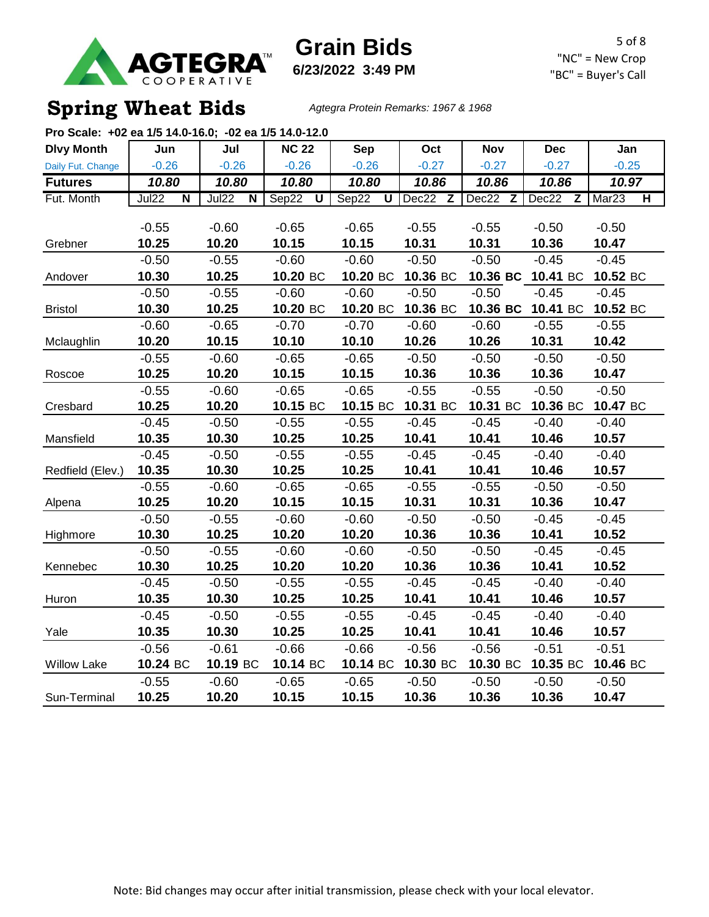# Grain Bids

**6/23/2022 3:49 PM**

"NC" = New Crop
"BC" = Buyer's Call

## Spring Wheat Bids

*Agtegra Protein Remarks: 1967 & 1968*

**Pro Scale: +02 ea 1/5 14.0-16.0; -02 ea 1/5 14.0-12.0**

| Dlvy Month | Jun | Jul | NC 22 | Sep | Oct | Nov | Dec | Jan |
|---|---|---|---|---|---|---|---|---|
| Daily Fut. Change | -0.26 | -0.26 | -0.26 | -0.26 | -0.27 | -0.27 | -0.27 | -0.25 |
| **Futures** | ***10.80*** | ***10.80*** | ***10.80*** | ***10.80*** | ***10.86*** | ***10.86*** | ***10.86*** | ***10.97*** |
| Fut. Month | Jul22 N | Jul22 N | Sep22 U | Sep22 U | Dec22 Z | Dec22 Z | Dec22 Z | Mar23 H |
| | -0.55 | -0.60 | -0.65 | -0.65 | -0.55 | -0.55 | -0.50 | -0.50 |
| Grebner | **10.25** | **10.20** | **10.15** | **10.15** | **10.31** | **10.31** | **10.36** | **10.47** |
| | -0.50 | -0.55 | -0.60 | -0.60 | -0.50 | -0.50 | -0.45 | -0.45 |
| Andover | **10.30** | **10.25** | **10.20** BC | **10.20** BC | **10.36** BC | **10.36 BC** | **10.41** BC | **10.52** BC |
| | -0.50 | -0.55 | -0.60 | -0.60 | -0.50 | -0.50 | -0.45 | -0.45 |
| Bristol | **10.30** | **10.25** | **10.20** BC | **10.20** BC | **10.36** BC | **10.36 BC** | **10.41** BC | **10.52** BC |
| | -0.60 | -0.65 | -0.70 | -0.70 | -0.60 | -0.60 | -0.55 | -0.55 |
| Mclaughlin | **10.20** | **10.15** | **10.10** | **10.10** | **10.26** | **10.26** | **10.31** | **10.42** |
| | -0.55 | -0.60 | -0.65 | -0.65 | -0.50 | -0.50 | -0.50 | -0.50 |
| Roscoe | **10.25** | **10.20** | **10.15** | **10.15** | **10.36** | **10.36** | **10.36** | **10.47** |
| | -0.55 | -0.60 | -0.65 | -0.65 | -0.55 | -0.55 | -0.50 | -0.50 |
| Cresbard | **10.25** | **10.20** | **10.15** BC | **10.15** BC | **10.31** BC | **10.31** BC | **10.36** BC | **10.47** BC |
| | -0.45 | -0.50 | -0.55 | -0.55 | -0.45 | -0.45 | -0.40 | -0.40 |
| Mansfield | **10.35** | **10.30** | **10.25** | **10.25** | **10.41** | **10.41** | **10.46** | **10.57** |
| | -0.45 | -0.50 | -0.55 | -0.55 | -0.45 | -0.45 | -0.40 | -0.40 |
| Redfield (Elev.) | **10.35** | **10.30** | **10.25** | **10.25** | **10.41** | **10.41** | **10.46** | **10.57** |
| | -0.55 | -0.60 | -0.65 | -0.65 | -0.55 | -0.55 | -0.50 | -0.50 |
| Alpena | **10.25** | **10.20** | **10.15** | **10.15** | **10.31** | **10.31** | **10.36** | **10.47** |
| | -0.50 | -0.55 | -0.60 | -0.60 | -0.50 | -0.50 | -0.45 | -0.45 |
| Highmore | **10.30** | **10.25** | **10.20** | **10.20** | **10.36** | **10.36** | **10.41** | **10.52** |
| | -0.50 | -0.55 | -0.60 | -0.60 | -0.50 | -0.50 | -0.45 | -0.45 |
| Kennebec | **10.30** | **10.25** | **10.20** | **10.20** | **10.36** | **10.36** | **10.41** | **10.52** |
| | -0.45 | -0.50 | -0.55 | -0.55 | -0.45 | -0.45 | -0.40 | -0.40 |
| Huron | **10.35** | **10.30** | **10.25** | **10.25** | **10.41** | **10.41** | **10.46** | **10.57** |
| | -0.45 | -0.50 | -0.55 | -0.55 | -0.45 | -0.45 | -0.40 | -0.40 |
| Yale | **10.35** | **10.30** | **10.25** | **10.25** | **10.41** | **10.41** | **10.46** | **10.57** |
| | -0.56 | -0.61 | -0.66 | -0.66 | -0.56 | -0.56 | -0.51 | -0.51 |
| Willow Lake | **10.24** BC | **10.19** BC | **10.14** BC | **10.14** BC | **10.30** BC | **10.30** BC | **10.35** BC | **10.46** BC |
| | -0.55 | -0.60 | -0.65 | -0.65 | -0.50 | -0.50 | -0.50 | -0.50 |
| Sun-Terminal | **10.25** | **10.20** | **10.15** | **10.15** | **10.36** | **10.36** | **10.36** | **10.47** |

Note: Bid changes may occur after initial transmission, please check with your local elevator.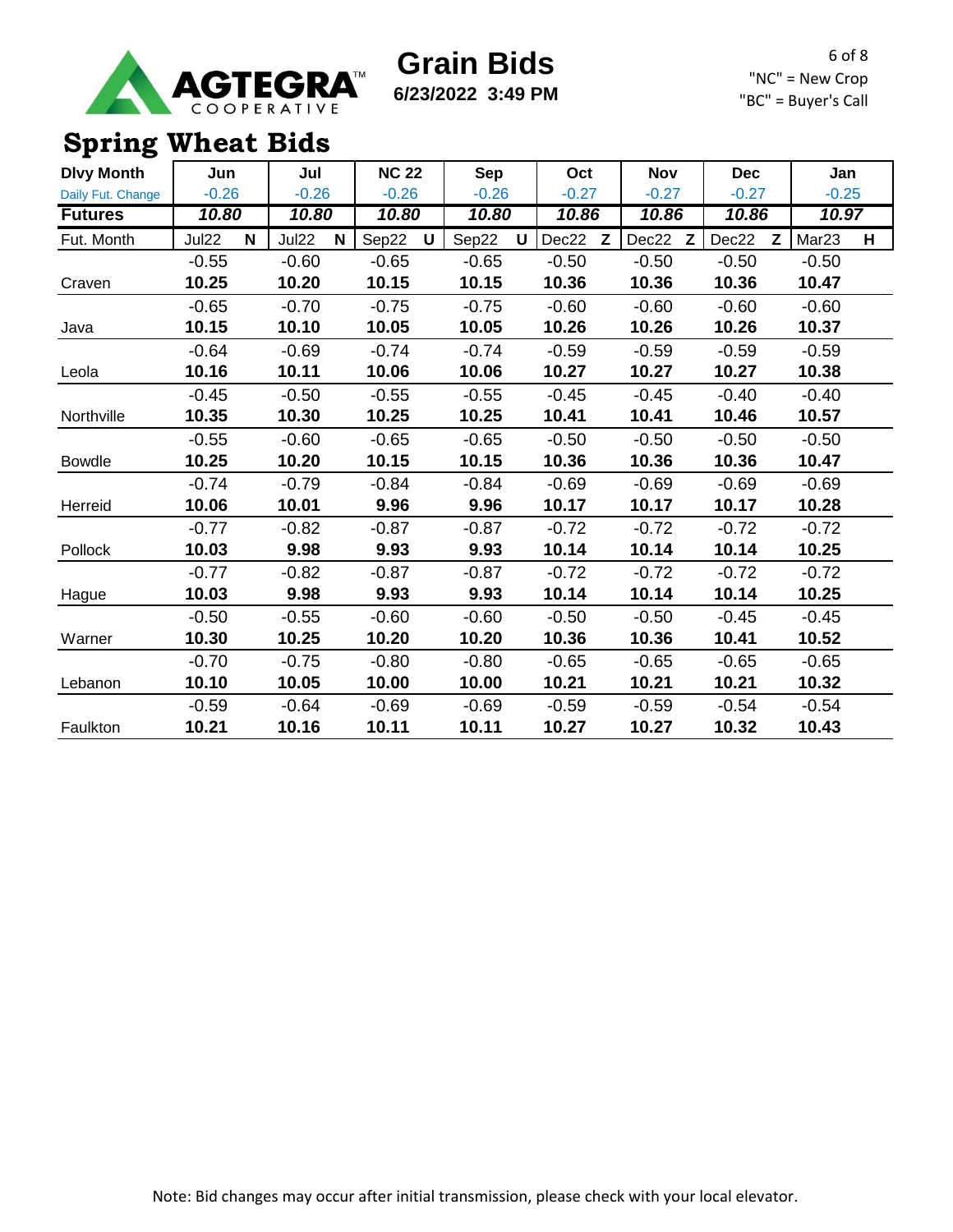AGTEGRA™ COOPERATIVE

# Grain Bids

**6/23/2022 3:49 PM**

"NC" = New Crop
"BC" = Buyer's Call

## Spring Wheat Bids

| Dlvy Month | Jun | Jul | NC 22 | Sep | Oct | Nov | Dec | Jan |
|---|---|---|---|---|---|---|---|---|
| Daily Fut. Change | -0.26 | -0.26 | -0.26 | -0.26 | -0.27 | -0.27 | -0.27 | -0.25 |
| **Futures** | ***10.80*** | ***10.80*** | ***10.80*** | ***10.80*** | ***10.86*** | ***10.86*** | ***10.86*** | ***10.97*** |
| Fut. Month | Jul22 N | Jul22 N | Sep22 U | Sep22 U | Dec22 Z | Dec22 Z | Dec22 Z | Mar23 H |
| | -0.55 | -0.60 | -0.65 | -0.65 | -0.50 | -0.50 | -0.50 | -0.50 |
| Craven | **10.25** | **10.20** | **10.15** | **10.15** | **10.36** | **10.36** | **10.36** | **10.47** |
| | -0.65 | -0.70 | -0.75 | -0.75 | -0.60 | -0.60 | -0.60 | -0.60 |
| Java | **10.15** | **10.10** | **10.05** | **10.05** | **10.26** | **10.26** | **10.26** | **10.37** |
| | -0.64 | -0.69 | -0.74 | -0.74 | -0.59 | -0.59 | -0.59 | -0.59 |
| Leola | **10.16** | **10.11** | **10.06** | **10.06** | **10.27** | **10.27** | **10.27** | **10.38** |
| | -0.45 | -0.50 | -0.55 | -0.55 | -0.45 | -0.45 | -0.40 | -0.40 |
| Northville | **10.35** | **10.30** | **10.25** | **10.25** | **10.41** | **10.41** | **10.46** | **10.57** |
| | -0.55 | -0.60 | -0.65 | -0.65 | -0.50 | -0.50 | -0.50 | -0.50 |
| Bowdle | **10.25** | **10.20** | **10.15** | **10.15** | **10.36** | **10.36** | **10.36** | **10.47** |
| | -0.74 | -0.79 | -0.84 | -0.84 | -0.69 | -0.69 | -0.69 | -0.69 |
| Herreid | **10.06** | **10.01** | **9.96** | **9.96** | **10.17** | **10.17** | **10.17** | **10.28** |
| | -0.77 | -0.82 | -0.87 | -0.87 | -0.72 | -0.72 | -0.72 | -0.72 |
| Pollock | **10.03** | **9.98** | **9.93** | **9.93** | **10.14** | **10.14** | **10.14** | **10.25** |
| | -0.77 | -0.82 | -0.87 | -0.87 | -0.72 | -0.72 | -0.72 | -0.72 |
| Hague | **10.03** | **9.98** | **9.93** | **9.93** | **10.14** | **10.14** | **10.14** | **10.25** |
| | -0.50 | -0.55 | -0.60 | -0.60 | -0.50 | -0.50 | -0.45 | -0.45 |
| Warner | **10.30** | **10.25** | **10.20** | **10.20** | **10.36** | **10.36** | **10.41** | **10.52** |
| | -0.70 | -0.75 | -0.80 | -0.80 | -0.65 | -0.65 | -0.65 | -0.65 |
| Lebanon | **10.10** | **10.05** | **10.00** | **10.00** | **10.21** | **10.21** | **10.21** | **10.32** |
| | -0.59 | -0.64 | -0.69 | -0.69 | -0.59 | -0.59 | -0.54 | -0.54 |
| Faulkton | **10.21** | **10.16** | **10.11** | **10.11** | **10.27** | **10.27** | **10.32** | **10.43** |

Note: Bid changes may occur after initial transmission, please check with your local elevator.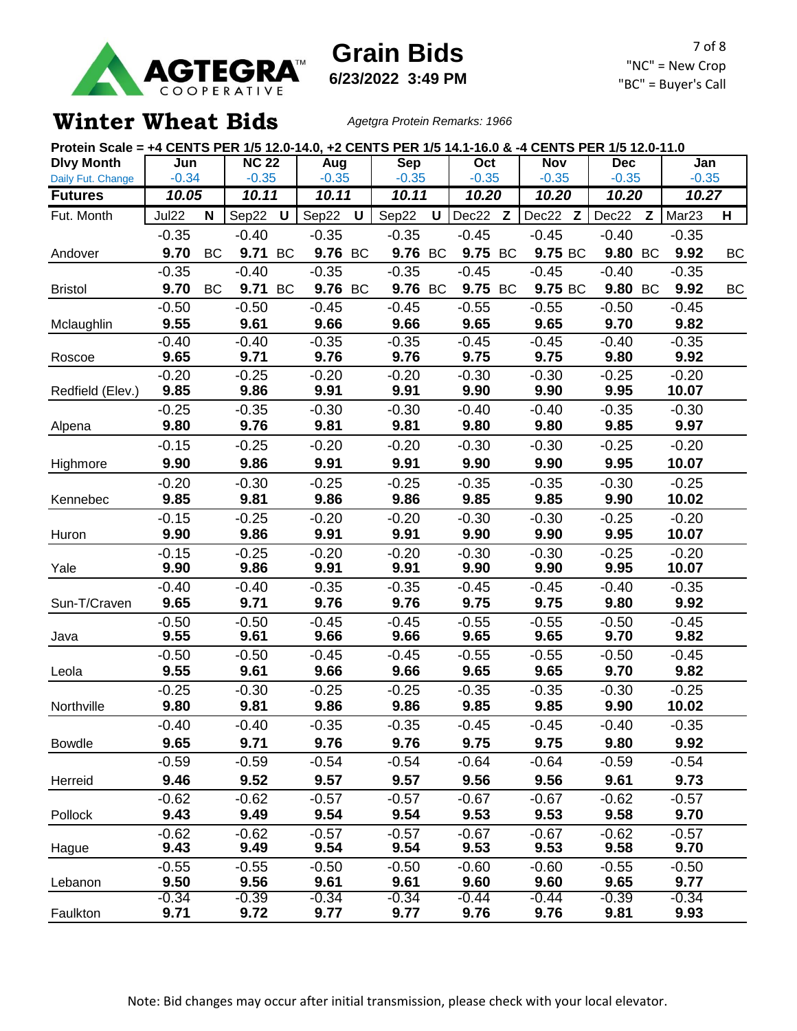# Grain Bids

**6/23/2022 3:49 PM**

"NC" = New Crop
"BC" = Buyer's Call

## Winter Wheat Bids

*Agetgra Protein Remarks: 1966*

**Protein Scale = +4 CENTS PER 1/5 12.0-14.0, +2 CENTS PER 1/5 14.1-16.0 & -4 CENTS PER 1/5 12.0-11.0**

| Dlvy Month | Jun | NC 22 | Aug | Sep | Oct | Nov | Dec | Jan |
|---|---|---|---|---|---|---|---|---|
| Daily Fut. Change | -0.34 | -0.35 | -0.35 | -0.35 | -0.35 | -0.35 | -0.35 | -0.35 |
| **Futures** | *10.05* | *10.11* | *10.11* | *10.11* | *10.20* | *10.20* | *10.20* | *10.27* |
| Fut. Month | Jul22 N | Sep22 U | Sep22 U | Sep22 U | Dec22 Z | Dec22 Z | Dec22 Z | Mar23 H |
| Andover | -0.35<br>**9.70** BC | -0.40<br>**9.71** BC | -0.35<br>**9.76** BC | -0.35<br>**9.76** BC | -0.45<br>**9.75** BC | -0.45<br>**9.75** BC | -0.40<br>**9.80** BC | -0.35<br>**9.92** BC |
| Bristol | -0.35<br>**9.70** BC | -0.40<br>**9.71** BC | -0.35<br>**9.76** BC | -0.35<br>**9.76** BC | -0.45<br>**9.75** BC | -0.45<br>**9.75** BC | -0.40<br>**9.80** BC | -0.35<br>**9.92** BC |
| Mclaughlin | -0.50<br>**9.55** | -0.50<br>**9.61** | -0.45<br>**9.66** | -0.45<br>**9.66** | -0.55<br>**9.65** | -0.55<br>**9.65** | -0.50<br>**9.70** | -0.45<br>**9.82** |
| Roscoe | -0.40<br>**9.65** | -0.40<br>**9.71** | -0.35<br>**9.76** | -0.35<br>**9.76** | -0.45<br>**9.75** | -0.45<br>**9.75** | -0.40<br>**9.80** | -0.35<br>**9.92** |
| Redfield (Elev.) | -0.20<br>**9.85** | -0.25<br>**9.86** | -0.20<br>**9.91** | -0.20<br>**9.91** | -0.30<br>**9.90** | -0.30<br>**9.90** | -0.25<br>**9.95** | -0.20<br>**10.07** |
| Alpena | -0.25<br>**9.80** | -0.35<br>**9.76** | -0.30<br>**9.81** | -0.30<br>**9.81** | -0.40<br>**9.80** | -0.40<br>**9.80** | -0.35<br>**9.85** | -0.30<br>**9.97** |
| Highmore | -0.15<br>**9.90** | -0.25<br>**9.86** | -0.20<br>**9.91** | -0.20<br>**9.91** | -0.30<br>**9.90** | -0.30<br>**9.90** | -0.25<br>**9.95** | -0.20<br>**10.07** |
| Kennebec | -0.20<br>**9.85** | -0.30<br>**9.81** | -0.25<br>**9.86** | -0.25<br>**9.86** | -0.35<br>**9.85** | -0.35<br>**9.85** | -0.30<br>**9.90** | -0.25<br>**10.02** |
| Huron | -0.15<br>**9.90** | -0.25<br>**9.86** | -0.20<br>**9.91** | -0.20<br>**9.91** | -0.30<br>**9.90** | -0.30<br>**9.90** | -0.25<br>**9.95** | -0.20<br>**10.07** |
| Yale | -0.15<br>**9.90** | -0.25<br>**9.86** | -0.20<br>**9.91** | -0.20<br>**9.91** | -0.30<br>**9.90** | -0.30<br>**9.90** | -0.25<br>**9.95** | -0.20<br>**10.07** |
| Sun-T/Craven | -0.40<br>**9.65** | -0.40<br>**9.71** | -0.35<br>**9.76** | -0.35<br>**9.76** | -0.45<br>**9.75** | -0.45<br>**9.75** | -0.40<br>**9.80** | -0.35<br>**9.92** |
| Java | -0.50<br>**9.55** | -0.50<br>**9.61** | -0.45<br>**9.66** | -0.45<br>**9.66** | -0.55<br>**9.65** | -0.55<br>**9.65** | -0.50<br>**9.70** | -0.45<br>**9.82** |
| Leola | -0.50<br>**9.55** | -0.50<br>**9.61** | -0.45<br>**9.66** | -0.45<br>**9.66** | -0.55<br>**9.65** | -0.55<br>**9.65** | -0.50<br>**9.70** | -0.45<br>**9.82** |
| Northville | -0.25<br>**9.80** | -0.30<br>**9.81** | -0.25<br>**9.86** | -0.25<br>**9.86** | -0.35<br>**9.85** | -0.35<br>**9.85** | -0.30<br>**9.90** | -0.25<br>**10.02** |
| Bowdle | -0.40<br>**9.65** | -0.40<br>**9.71** | -0.35<br>**9.76** | -0.35<br>**9.76** | -0.45<br>**9.75** | -0.45<br>**9.75** | -0.40<br>**9.80** | -0.35<br>**9.92** |
| Herreid | -0.59<br>**9.46** | -0.59<br>**9.52** | -0.54<br>**9.57** | -0.54<br>**9.57** | -0.64<br>**9.56** | -0.64<br>**9.56** | -0.59<br>**9.61** | -0.54<br>**9.73** |
| Pollock | -0.62<br>**9.43** | -0.62<br>**9.49** | -0.57<br>**9.54** | -0.57<br>**9.54** | -0.67<br>**9.53** | -0.67<br>**9.53** | -0.62<br>**9.58** | -0.57<br>**9.70** |
| Hague | -0.62<br>**9.43** | -0.62<br>**9.49** | -0.57<br>**9.54** | -0.57<br>**9.54** | -0.67<br>**9.53** | -0.67<br>**9.53** | -0.62<br>**9.58** | -0.57<br>**9.70** |
| Lebanon | -0.55<br>**9.50** | -0.55<br>**9.56** | -0.50<br>**9.61** | -0.50<br>**9.61** | -0.60<br>**9.60** | -0.60<br>**9.60** | -0.55<br>**9.65** | -0.50<br>**9.77** |
| Faulkton | -0.34<br>**9.71** | -0.39<br>**9.72** | -0.34<br>**9.77** | -0.34<br>**9.77** | -0.44<br>**9.76** | -0.44<br>**9.76** | -0.39<br>**9.81** | -0.34<br>**9.93** |

Note: Bid changes may occur after initial transmission, please check with your local elevator.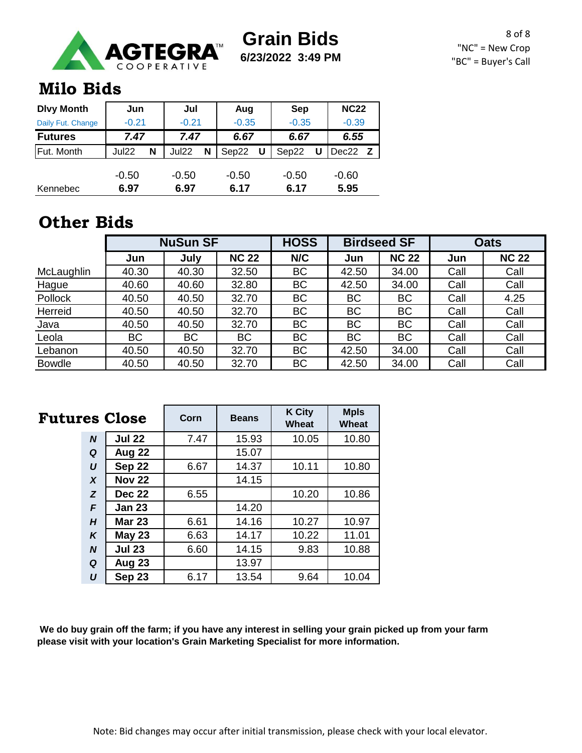AGTEGRA™ COOPERATIVE

# Grain Bids

**6/23/2022 3:49 PM**

"NC" = New Crop
"BC" = Buyer's Call

## Milo Bids

| Dlvy Month | Jun | Jul | Aug | Sep | NC22 |
|---|---|---|---|---|---|
| Daily Fut. Change | -0.21 | -0.21 | -0.35 | -0.35 | -0.39 |
| **Futures** | ***7.47*** | ***7.47*** | ***6.67*** | ***6.67*** | ***6.55*** |
| Fut. Month | Jul22 N | Jul22 N | Sep22 U | Sep22 U | Dec22 Z |
| | -0.50 | -0.50 | -0.50 | -0.50 | -0.60 |
| Kennebec | **6.97** | **6.97** | **6.17** | **6.17** | **5.95** |

## Other Bids

| | NuSun SF | | | HOSS | Birdseed SF | | Oats | |
|---|---|---|---|---|---|---|---|---|
| | **Jun** | **July** | **NC 22** | **N/C** | **Jun** | **NC 22** | **Jun** | **NC 22** |
| McLaughlin | 40.30 | 40.30 | 32.50 | BC | 42.50 | 34.00 | Call | Call |
| Hague | 40.60 | 40.60 | 32.80 | BC | 42.50 | 34.00 | Call | Call |
| Pollock | 40.50 | 40.50 | 32.70 | BC | BC | BC | Call | 4.25 |
| Herreid | 40.50 | 40.50 | 32.70 | BC | BC | BC | Call | Call |
| Java | 40.50 | 40.50 | 32.70 | BC | BC | BC | Call | Call |
| Leola | BC | BC | BC | BC | BC | BC | Call | Call |
| Lebanon | 40.50 | 40.50 | 32.70 | BC | 42.50 | 34.00 | Call | Call |
| Bowdle | 40.50 | 40.50 | 32.70 | BC | 42.50 | 34.00 | Call | Call |

## Futures Close

| | | Corn | Beans | K City Wheat | Mpls Wheat |
|---|---|---|---|---|---|
| ***N*** | **Jul 22** | 7.47 | 15.93 | 10.05 | 10.80 |
| ***Q*** | **Aug 22** | | 15.07 | | |
| ***U*** | **Sep 22** | 6.67 | 14.37 | 10.11 | 10.80 |
| ***X*** | **Nov 22** | | 14.15 | | |
| ***Z*** | **Dec 22** | 6.55 | | 10.20 | 10.86 |
| ***F*** | **Jan 23** | | 14.20 | | |
| ***H*** | **Mar 23** | 6.61 | 14.16 | 10.27 | 10.97 |
| ***K*** | **May 23** | 6.63 | 14.17 | 10.22 | 11.01 |
| ***N*** | **Jul 23** | 6.60 | 14.15 | 9.83 | 10.88 |
| ***Q*** | **Aug 23** | | 13.97 | | |
| ***U*** | **Sep 23** | 6.17 | 13.54 | 9.64 | 10.04 |

**We do buy grain off the farm; if you have any interest in selling your grain picked up from your farm please visit with your location's Grain Marketing Specialist for more information.**

Note: Bid changes may occur after initial transmission, please check with your local elevator.